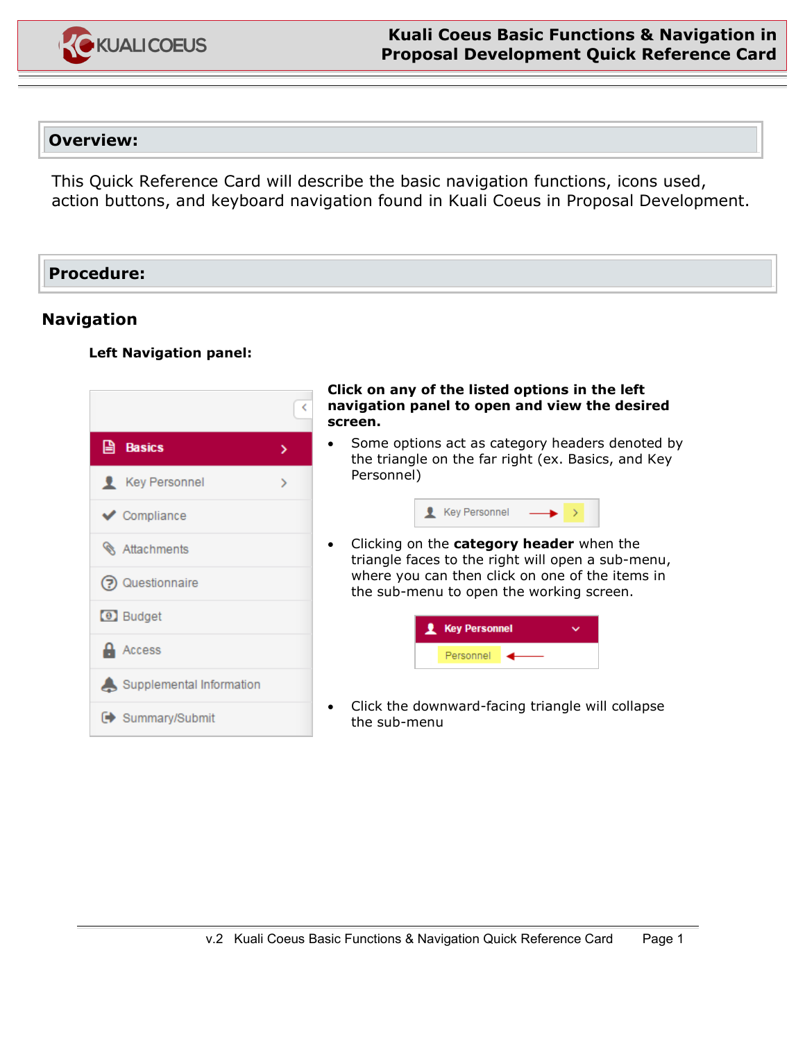## Overview:

This Quick Reference Card will describe the basic navigation functions, icons used, action buttons, and keyboard navigation found in Kuali Coeus in Proposal Development.

## Procedure:

### Navigation

**Left Navigation panel:**

**Click on any of the listed options in the left navigation panel to open and view the desired screen.**

- Some options act as category headers denoted by the triangle on the far right (ex. Basics, and Key Personnel)
- Clicking on the **category header** when the triangle faces to the right will open a sub-menu, where you can then click on one of the items in the sub-menu to open the working screen.
- Click the downward-facing triangle will collapse the sub-menu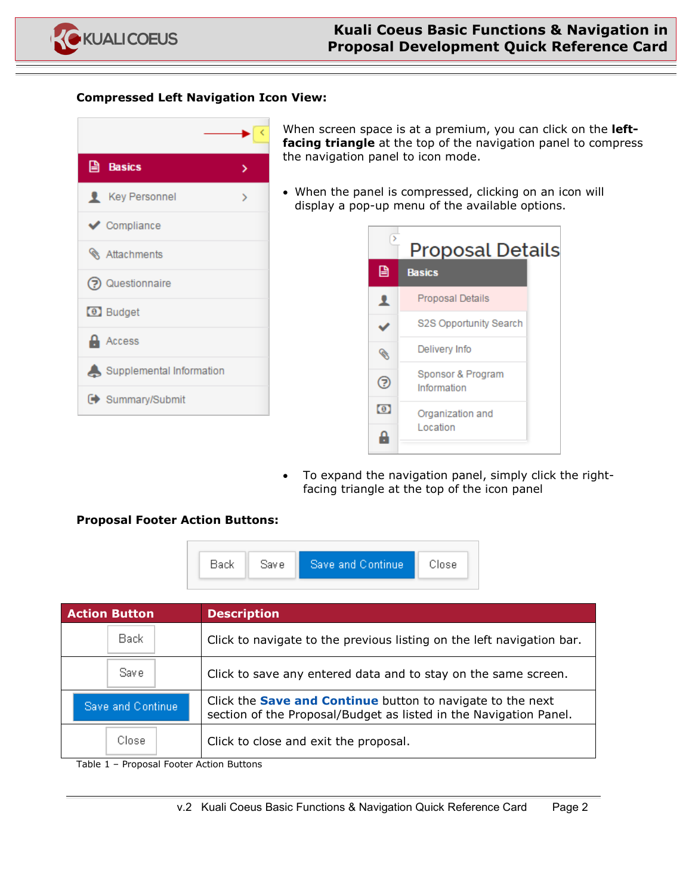### Compressed Left Navigation Icon View:

When screen space is at a premium, you can click on the **left-facing triangle** at the top of the navigation panel to compress the navigation panel to icon mode.

- When the panel is compressed, clicking on an icon will display a pop-up menu of the available options.

- To expand the navigation panel, simply click the right-facing triangle at the top of the icon panel

### Proposal Footer Action Buttons:

| Action Button | Description |
|---|---|
| Back | Click to navigate to the previous listing on the left navigation bar. |
| Save | Click to save any entered data and to stay on the same screen. |
| Save and Continue | Click the **Save and Continue** button to navigate to the next section of the Proposal/Budget as listed in the Navigation Panel. |
| Close | Click to close and exit the proposal. |

Table 1 – Proposal Footer Action Buttons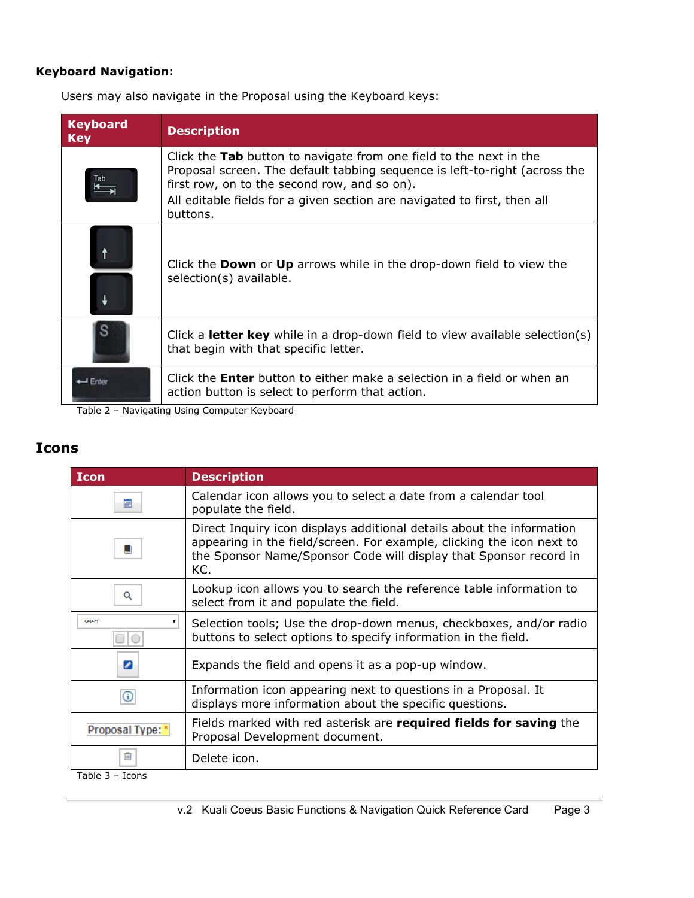**Keyboard Navigation:**

Users may also navigate in the Proposal using the Keyboard keys:

| Keyboard Key | Description |
|---|---|
| Tab | Click the **Tab** button to navigate from one field to the next in the Proposal screen. The default tabbing sequence is left-to-right (across the first row, on to the second row, and so on). All editable fields for a given section are navigated to first, then all buttons. |
| ↑ ↓ | Click the **Down** or **Up** arrows while in the drop-down field to view the selection(s) available. |
| S | Click a **letter key** while in a drop-down field to view available selection(s) that begin with that specific letter. |
| Enter | Click the **Enter** button to either make a selection in a field or when an action button is select to perform that action. |

Table 2 – Navigating Using Computer Keyboard

## Icons

| Icon | Description |
|---|---|
| | Calendar icon allows you to select a date from a calendar tool populate the field. |
| | Direct Inquiry icon displays additional details about the information appearing in the field/screen. For example, clicking the icon next to the Sponsor Name/Sponsor Code will display that Sponsor record in KC. |
| | Lookup icon allows you to search the reference table information to select from it and populate the field. |
| select | Selection tools; Use the drop-down menus, checkboxes, and/or radio buttons to select options to specify information in the field. |
| | Expands the field and opens it as a pop-up window. |
| | Information icon appearing next to questions in a Proposal. It displays more information about the specific questions. |
| Proposal Type:* | Fields marked with red asterisk are **required fields for saving** the Proposal Development document. |
| | Delete icon. |

Table 3 – Icons